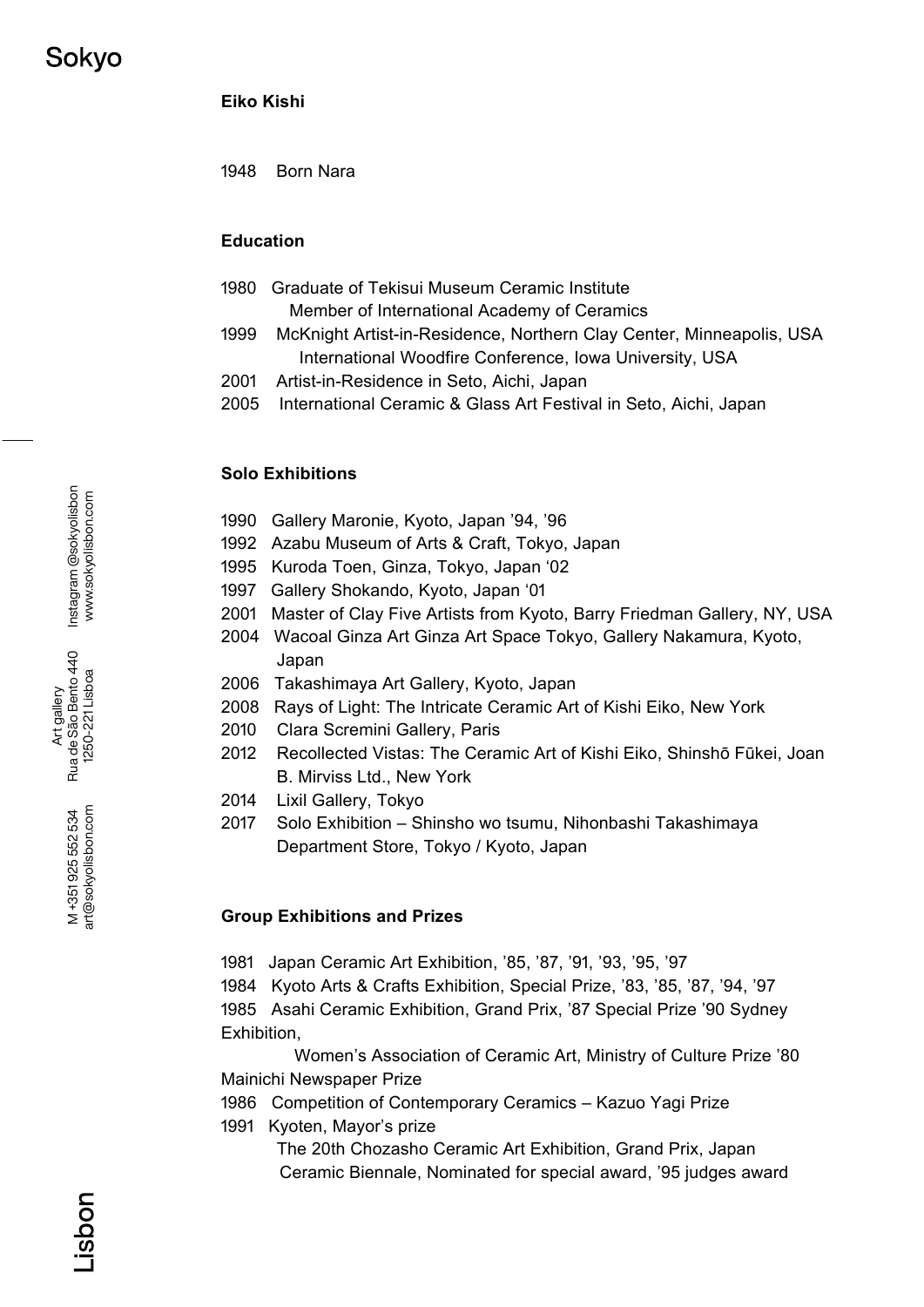**Eiko Kishi**

1948 Born Nara

**Education**

1980 Graduate of Tekisui Museum Ceramic Institute
Member of International Academy of Ceramics
1999 McKnight Artist-in-Residence, Northern Clay Center, Minneapolis, USA
International Woodfire Conference, Iowa University, USA
2001 Artist-in-Residence in Seto, Aichi, Japan
2005 International Ceramic & Glass Art Festival in Seto, Aichi, Japan

**Solo Exhibitions**

1990 Gallery Maronie, Kyoto, Japan '94, '96
1992 Azabu Museum of Arts & Craft, Tokyo, Japan
1995 Kuroda Toen, Ginza, Tokyo, Japan '02
1997 Gallery Shokando, Kyoto, Japan '01
2001 Master of Clay Five Artists from Kyoto, Barry Friedman Gallery, NY, USA
2004 Wacoal Ginza Art Ginza Art Space Tokyo, Gallery Nakamura, Kyoto, Japan
2006 Takashimaya Art Gallery, Kyoto, Japan
2008 Rays of Light: The Intricate Ceramic Art of Kishi Eiko, New York
2010 Clara Scremini Gallery, Paris
2012 Recollected Vistas: The Ceramic Art of Kishi Eiko, Shinshō Fūkei, Joan B. Mirviss Ltd., New York
2014 Lixil Gallery, Tokyo
2017 Solo Exhibition – Shinsho wo tsumu, Nihonbashi Takashimaya Department Store, Tokyo / Kyoto, Japan

**Group Exhibitions and Prizes**

1981 Japan Ceramic Art Exhibition, '85, '87, '91, '93, '95, '97
1984 Kyoto Arts & Crafts Exhibition, Special Prize, '83, '85, '87, '94, '97
1985 Asahi Ceramic Exhibition, Grand Prix, '87 Special Prize '90 Sydney Exhibition,
Women's Association of Ceramic Art, Ministry of Culture Prize '80 Mainichi Newspaper Prize
1986 Competition of Contemporary Ceramics – Kazuo Yagi Prize
1991 Kyoten, Mayor's prize
The 20th Chozasho Ceramic Art Exhibition, Grand Prix, Japan
Ceramic Biennale, Nominated for special award, '95 judges award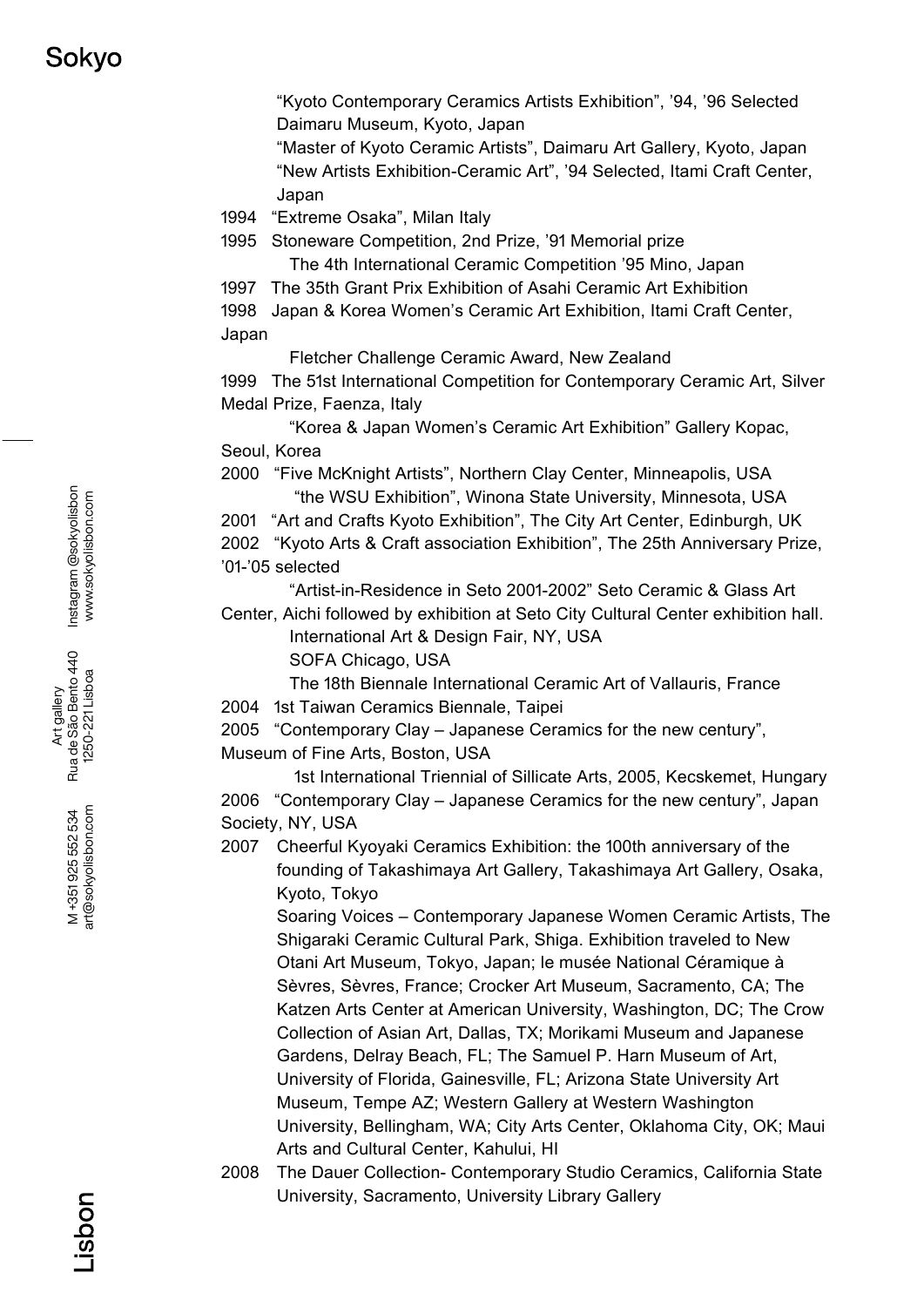"Kyoto Contemporary Ceramics Artists Exhibition", '94, '96 Selected Daimaru Museum, Kyoto, Japan

"Master of Kyoto Ceramic Artists", Daimaru Art Gallery, Kyoto, Japan

"New Artists Exhibition-Ceramic Art", '94 Selected, Itami Craft Center, Japan

1994 "Extreme Osaka", Milan Italy

1995 Stoneware Competition, 2nd Prize, '91 Memorial prize

The 4th International Ceramic Competition '95 Mino, Japan

1997 The 35th Grant Prix Exhibition of Asahi Ceramic Art Exhibition

1998 Japan & Korea Women's Ceramic Art Exhibition, Itami Craft Center, Japan

Fletcher Challenge Ceramic Award, New Zealand

1999 The 51st International Competition for Contemporary Ceramic Art, Silver Medal Prize, Faenza, Italy

"Korea & Japan Women's Ceramic Art Exhibition" Gallery Kopac, Seoul, Korea

2000 "Five McKnight Artists", Northern Clay Center, Minneapolis, USA

"the WSU Exhibition", Winona State University, Minnesota, USA

2001 "Art and Crafts Kyoto Exhibition", The City Art Center, Edinburgh, UK

2002 "Kyoto Arts & Craft association Exhibition", The 25th Anniversary Prize, '01-'05 selected

"Artist-in-Residence in Seto 2001-2002" Seto Ceramic & Glass Art Center, Aichi followed by exhibition at Seto City Cultural Center exhibition hall.

International Art & Design Fair, NY, USA

SOFA Chicago, USA

The 18th Biennale International Ceramic Art of Vallauris, France

2004 1st Taiwan Ceramics Biennale, Taipei

2005 "Contemporary Clay – Japanese Ceramics for the new century", Museum of Fine Arts, Boston, USA

1st International Triennial of Sillicate Arts, 2005, Kecskemet, Hungary

2006 "Contemporary Clay – Japanese Ceramics for the new century", Japan Society, NY, USA

2007 Cheerful Kyoyaki Ceramics Exhibition: the 100th anniversary of the founding of Takashimaya Art Gallery, Takashimaya Art Gallery, Osaka, Kyoto, Tokyo

Soaring Voices – Contemporary Japanese Women Ceramic Artists, The Shigaraki Ceramic Cultural Park, Shiga. Exhibition traveled to New Otani Art Museum, Tokyo, Japan; le musée National Céramique à Sèvres, Sèvres, France; Crocker Art Museum, Sacramento, CA; The Katzen Arts Center at American University, Washington, DC; The Crow Collection of Asian Art, Dallas, TX; Morikami Museum and Japanese Gardens, Delray Beach, FL; The Samuel P. Harn Museum of Art, University of Florida, Gainesville, FL; Arizona State University Art Museum, Tempe AZ; Western Gallery at Western Washington University, Bellingham, WA; City Arts Center, Oklahoma City, OK; Maui Arts and Cultural Center, Kahului, HI

2008 The Dauer Collection- Contemporary Studio Ceramics, California State University, Sacramento, University Library Gallery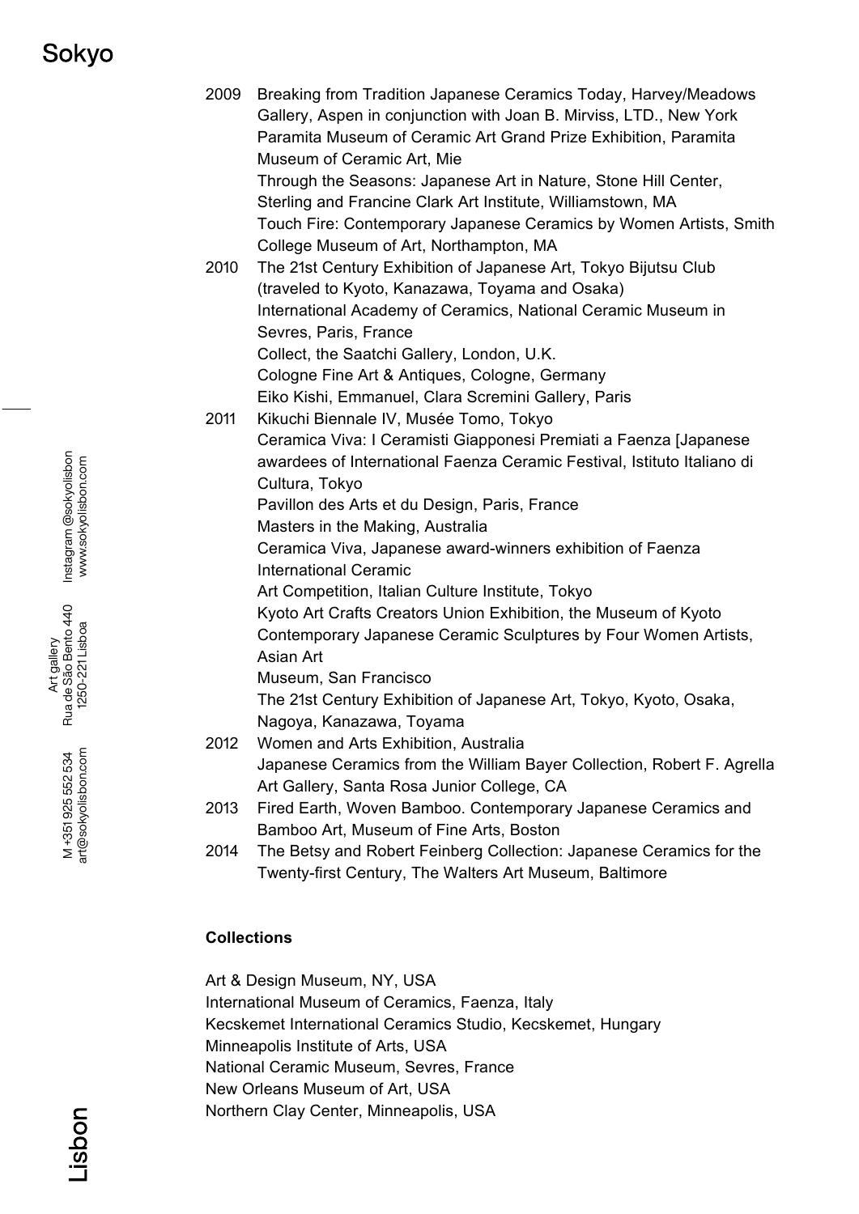2009 Breaking from Tradition Japanese Ceramics Today, Harvey/Meadows Gallery, Aspen in conjunction with Joan B. Mirviss, LTD., New York
Paramita Museum of Ceramic Art Grand Prize Exhibition, Paramita Museum of Ceramic Art, Mie
Through the Seasons: Japanese Art in Nature, Stone Hill Center, Sterling and Francine Clark Art Institute, Williamstown, MA
Touch Fire: Contemporary Japanese Ceramics by Women Artists, Smith College Museum of Art, Northampton, MA

2010 The 21st Century Exhibition of Japanese Art, Tokyo Bijutsu Club (traveled to Kyoto, Kanazawa, Toyama and Osaka)
International Academy of Ceramics, National Ceramic Museum in Sevres, Paris, France
Collect, the Saatchi Gallery, London, U.K.
Cologne Fine Art & Antiques, Cologne, Germany
Eiko Kishi, Emmanuel, Clara Scremini Gallery, Paris

2011 Kikuchi Biennale IV, Musée Tomo, Tokyo
Ceramica Viva: I Ceramisti Giapponesi Premiati a Faenza [Japanese awardees of International Faenza Ceramic Festival, Istituto Italiano di Cultura, Tokyo
Pavillon des Arts et du Design, Paris, France
Masters in the Making, Australia
Ceramica Viva, Japanese award-winners exhibition of Faenza International Ceramic
Art Competition, Italian Culture Institute, Tokyo
Kyoto Art Crafts Creators Union Exhibition, the Museum of Kyoto
Contemporary Japanese Ceramic Sculptures by Four Women Artists, Asian Art
Museum, San Francisco
The 21st Century Exhibition of Japanese Art, Tokyo, Kyoto, Osaka, Nagoya, Kanazawa, Toyama

2012 Women and Arts Exhibition, Australia
Japanese Ceramics from the William Bayer Collection, Robert F. Agrella Art Gallery, Santa Rosa Junior College, CA

2013 Fired Earth, Woven Bamboo. Contemporary Japanese Ceramics and Bamboo Art, Museum of Fine Arts, Boston

2014 The Betsy and Robert Feinberg Collection: Japanese Ceramics for the Twenty-first Century, The Walters Art Museum, Baltimore

**Collections**

Art & Design Museum, NY, USA
International Museum of Ceramics, Faenza, Italy
Kecskemet International Ceramics Studio, Kecskemet, Hungary
Minneapolis Institute of Arts, USA
National Ceramic Museum, Sevres, France
New Orleans Museum of Art, USA
Northern Clay Center, Minneapolis, USA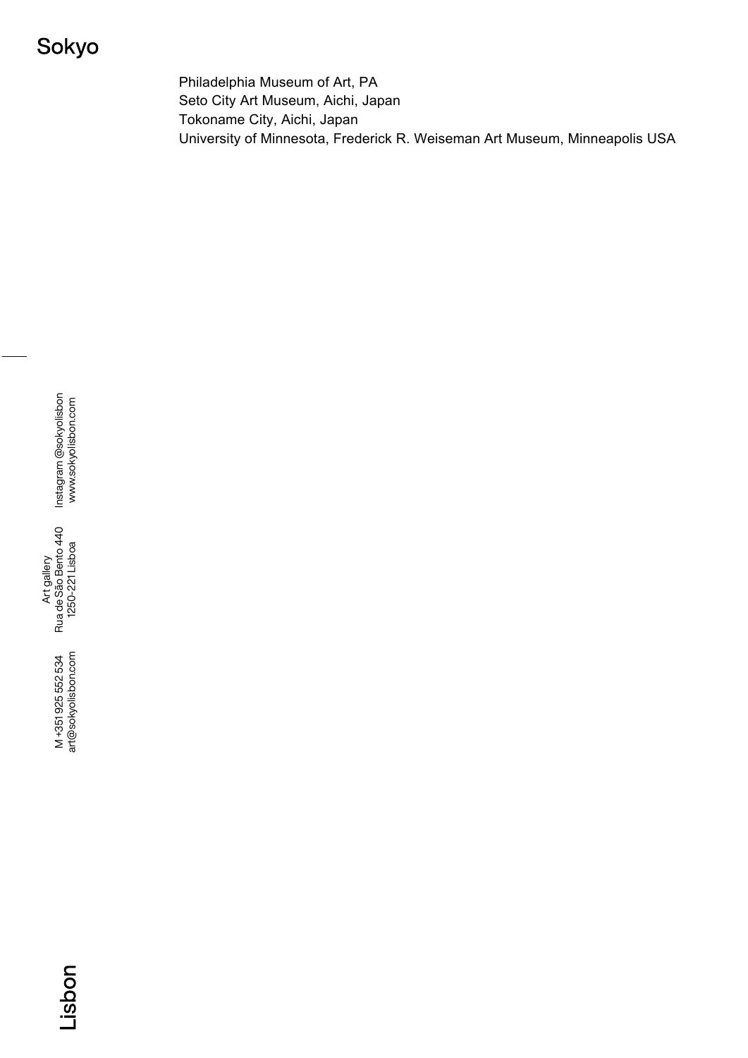Philadelphia Museum of Art, PA
Seto City Art Museum, Aichi, Japan
Tokoname City, Aichi, Japan
University of Minnesota, Frederick R. Weiseman Art Museum, Minneapolis USA